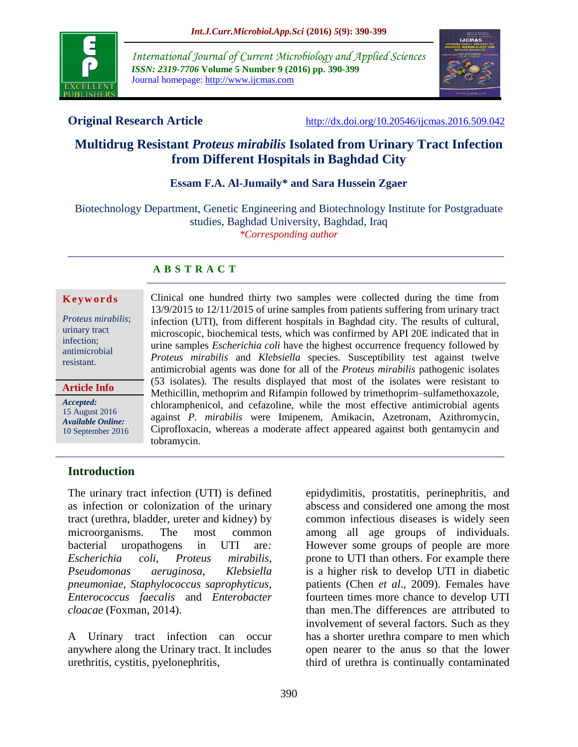**Original Research Article** http://dx.doi.org/10.20546/ijcmas.2016.509.042

# Multidrug Resistant *Proteus mirabilis* Isolated from Urinary Tract Infection from Different Hospitals in Baghdad City

**Essam F.A. Al-Jumaily\* and Sara Hussein Zgaer**

Biotechnology Department, Genetic Engineering and Biotechnology Institute for Postgraduate studies, Baghdad University, Baghdad, Iraq

*\*Corresponding author*

## ABSTRACT

**Keywords**

*Proteus mirabilis*; urinary tract infection; antimicrobial resistant.

**Article Info**

***Accepted:*** 15 August 2016

***Available Online:*** 10 September 2016

Clinical one hundred thirty two samples were collected during the time from 13/9/2015 to 12/11/2015 of urine samples from patients suffering from urinary tract infection (UTI), from different hospitals in Baghdad city. The results of cultural, microscopic, biochemical tests, which was confirmed by API 20E indicated that in urine samples *Escherichia coli* have the highest occurrence frequency followed by *Proteus mirabilis* and *Klebsiella* species. Susceptibility test against twelve antimicrobial agents was done for all of the *Proteus mirabilis* pathogenic isolates (53 isolates). The results displayed that most of the isolates were resistant to Methicillin, methoprim and Rifampin followed by trimethoprim–sulfamethoxazole, chloramphenicol, and cefazoline, while the most effective antimicrobial agents against *P. mirabilis* were Imipenem, Amikacin, Azetronam, Azithromycin, Ciprofloxacin, whereas a moderate affect appeared against both gentamycin and tobramycin.

## Introduction

The urinary tract infection (UTI) is defined as infection or colonization of the urinary tract (urethra, bladder, ureter and kidney) by microorganisms. The most common bacterial uropathogens in UTI are*: Escherichia coli, Proteus mirabilis*, *Pseudomonas aeruginosa*, *Klebsiella pneumoniae, Staphylococcus saprophyticus, Enterococcus faecalis* and *Enterobacter cloacae* (Foxman, 2014).

A Urinary tract infection can occur anywhere along the Urinary tract. It includes urethritis, cystitis, pyelonephritis, epidydimitis, prostatitis, perinephritis, and abscess and considered one among the most common infectious diseases is widely seen among all age groups of individuals. However some groups of people are more prone to UTI than others. For example there is a higher risk to develop UTI in diabetic patients (Chen *et al*., 2009). Females have fourteen times more chance to develop UTI than men.The differences are attributed to involvement of several factors. Such as they has a shorter urethra compare to men which open nearer to the anus so that the lower third of urethra is continually contaminated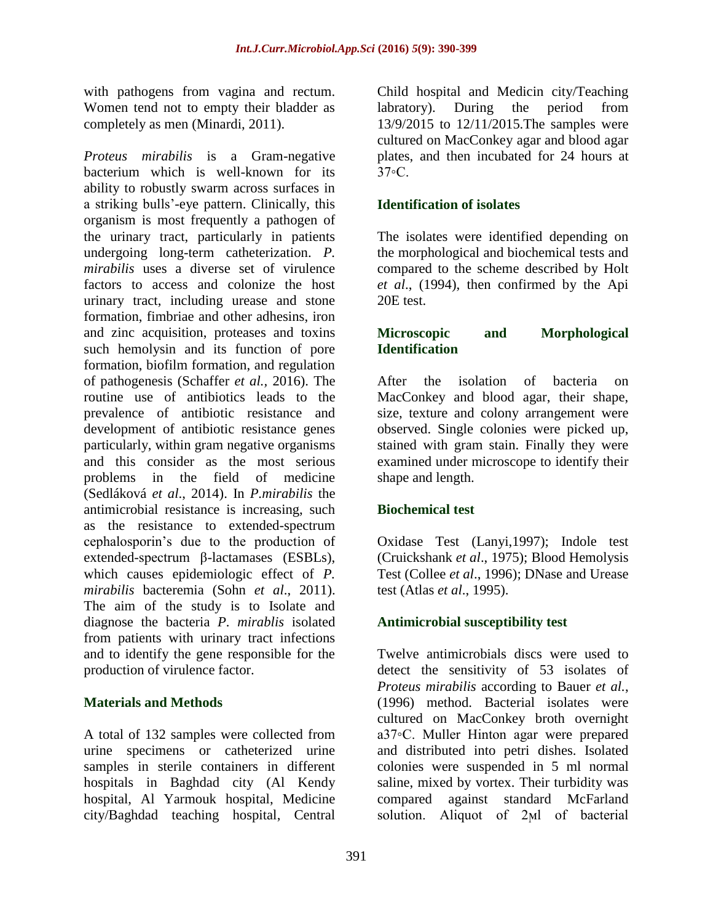with pathogens from vagina and rectum. Women tend not to empty their bladder as completely as men (Minardi, 2011).

*Proteus mirabilis* is a Gram-negative bacterium which is well-known for its ability to robustly swarm across surfaces in a striking bulls'-eye pattern. Clinically, this organism is most frequently a pathogen of the urinary tract, particularly in patients undergoing long-term catheterization. *P. mirabilis* uses a diverse set of virulence factors to access and colonize the host urinary tract, including urease and stone formation, fimbriae and other adhesins, iron and zinc acquisition, proteases and toxins such hemolysin and its function of pore formation, biofilm formation, and regulation of pathogenesis (Schaffer *et al.,* 2016). The routine use of antibiotics leads to the prevalence of antibiotic resistance and development of antibiotic resistance genes particularly, within gram negative organisms and this consider as the most serious problems in the field of medicine (Sedláková *et al*., 2014). In *P.mirabilis* the antimicrobial resistance is increasing, such as the resistance to extended-spectrum cephalosporin's due to the production of extended-spectrum β-lactamases (ESBLs), which causes epidemiologic effect of *P. mirabilis* bacteremia (Sohn *et al*., 2011). The aim of the study is to Isolate and diagnose the bacteria *P. mirablis* isolated from patients with urinary tract infections and to identify the gene responsible for the production of virulence factor.

## Materials and Methods

A total of 132 samples were collected from urine specimens or catheterized urine samples in sterile containers in different hospitals in Baghdad city (Al Kendy hospital, Al Yarmouk hospital, Medicine city/Baghdad teaching hospital, Central Child hospital and Medicin city/Teaching labratory). During the period from 13/9/2015 to 12/11/2015.The samples were cultured on MacConkey agar and blood agar plates, and then incubated for 24 hours at 37◦C.

### Identification of isolates

The isolates were identified depending on the morphological and biochemical tests and compared to the scheme described by Holt *et al*., (1994), then confirmed by the Api 20E test.

### Microscopic and Morphological Identification

After the isolation of bacteria on MacConkey and blood agar, their shape, size, texture and colony arrangement were observed. Single colonies were picked up, stained with gram stain. Finally they were examined under microscope to identify their shape and length.

### Biochemical test

Oxidase Test (Lanyi,1997); Indole test (Cruickshank *et al*., 1975); Blood Hemolysis Test (Collee *et al*., 1996); DNase and Urease test (Atlas *et al*., 1995).

### Antimicrobial susceptibility test

Twelve antimicrobials discs were used to detect the sensitivity of 53 isolates of *Proteus mirabilis* according to Bauer *et al.*, (1996) method. Bacterial isolates were cultured on MacConkey broth overnight a37◦C. Muller Hinton agar were prepared and distributed into petri dishes. Isolated colonies were suspended in 5 ml normal saline, mixed by vortex. Their turbidity was compared against standard McFarland solution. Aliquot of 2ɱl of bacterial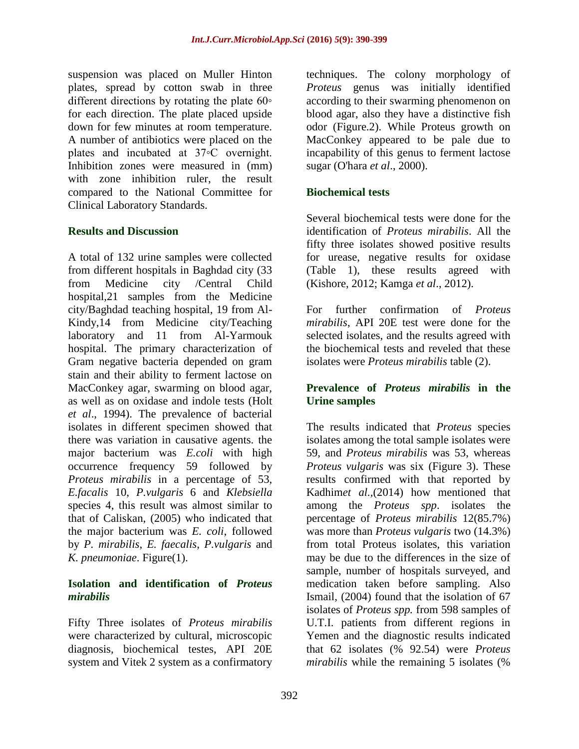suspension was placed on Muller Hinton plates, spread by cotton swab in three different directions by rotating the plate 60◦ for each direction. The plate placed upside down for few minutes at room temperature. A number of antibiotics were placed on the plates and incubated at 37◦C overnight. Inhibition zones were measured in (mm) with zone inhibition ruler, the result compared to the National Committee for Clinical Laboratory Standards.

## Results and Discussion

A total of 132 urine samples were collected from different hospitals in Baghdad city (33 from Medicine city /Central Child hospital,21 samples from the Medicine city/Baghdad teaching hospital, 19 from Al-Kindy,14 from Medicine city/Teaching laboratory and 11 from Al-Yarmouk hospital. The primary characterization of Gram negative bacteria depended on gram stain and their ability to ferment lactose on MacConkey agar, swarming on blood agar, as well as on oxidase and indole tests (Holt *et al*., 1994). The prevalence of bacterial isolates in different specimen showed that there was variation in causative agents. the major bacterium was *E.coli* with high occurrence frequency 59 followed by *Proteus mirabilis* in a percentage of 53, *E.facalis* 10, *P.vulgaris* 6 and *Klebsiella* species 4, this result was almost similar to that of Caliskan, (2005) who indicated that the major bacterium was *E. coli*, followed by *P. mirabilis*, *E. faecalis*, *P.vulgaris* and *K. pneumoniae*. Figure(1).

### Isolation and identification of *Proteus mirabilis*

Fifty Three isolates of *Proteus mirabilis* were characterized by cultural, microscopic diagnosis, biochemical testes, API 20E system and Vitek 2 system as a confirmatory techniques. The colony morphology of *Proteus* genus was initially identified according to their swarming phenomenon on blood agar, also they have a distinctive fish odor (Figure.2). While Proteus growth on MacConkey appeared to be pale due to incapability of this genus to ferment lactose sugar (O'hara *et al*., 2000).

### Biochemical tests

Several biochemical tests were done for the identification of *Proteus mirabilis*. All the fifty three isolates showed positive results for urease, negative results for oxidase (Table 1), these results agreed with (Kishore, 2012; Kamga *et al*., 2012).

For further confirmation of *Proteus mirabilis*, API 20E test were done for the selected isolates, and the results agreed with the biochemical tests and reveled that these isolates were *Proteus mirabilis* table (2).

### Prevalence of *Proteus mirabilis* in the Urine samples

The results indicated that *Proteus* species isolates among the total sample isolates were 59, and *Proteus mirabilis* was 53, whereas *Proteus vulgaris* was six (Figure 3). These results confirmed with that reported by Kadhim*et al*.,(2014) how mentioned that among the *Proteus spp*. isolates the percentage of *Proteus mirabilis* 12(85.7%) was more than *Proteus vulgaris* two (14.3%) from total Proteus isolates, this variation may be due to the differences in the size of sample, number of hospitals surveyed, and medication taken before sampling. Also Ismail, (2004) found that the isolation of 67 isolates of *Proteus spp.* from 598 samples of U.T.I. patients from different regions in Yemen and the diagnostic results indicated that 62 isolates (% 92.54) were *Proteus mirabilis* while the remaining 5 isolates (%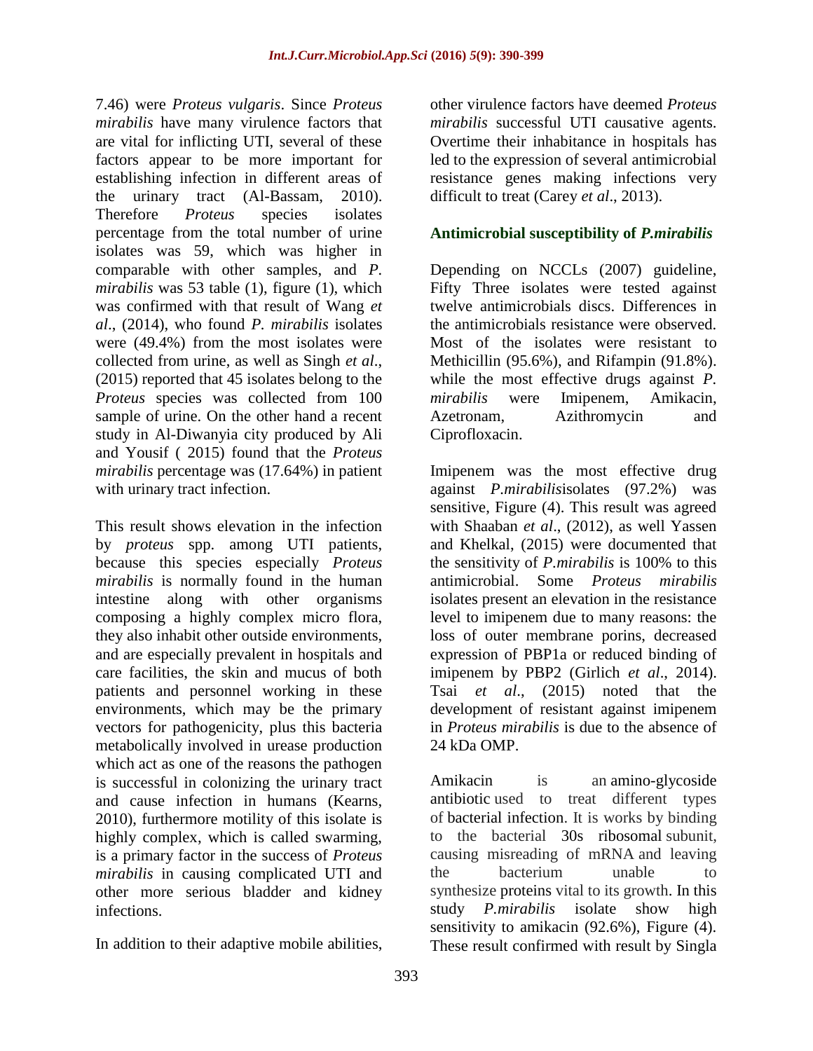7.46) were *Proteus vulgaris*. Since *Proteus mirabilis* have many virulence factors that are vital for inflicting UTI, several of these factors appear to be more important for establishing infection in different areas of the urinary tract (Al-Bassam, 2010). Therefore *Proteus* species isolates percentage from the total number of urine isolates was 59, which was higher in comparable with other samples, and *P. mirabilis* was 53 table (1), figure (1), which was confirmed with that result of Wang *et al*., (2014), who found *P. mirabilis* isolates were (49.4%) from the most isolates were collected from urine, as well as Singh *et al*., (2015) reported that 45 isolates belong to the *Proteus* species was collected from 100 sample of urine. On the other hand a recent study in Al-Diwanyia city produced by Ali and Yousif ( 2015) found that the *Proteus mirabilis* percentage was (17.64%) in patient with urinary tract infection.

This result shows elevation in the infection by *proteus* spp. among UTI patients, because this species especially *Proteus mirabilis* is normally found in the human intestine along with other organisms composing a highly complex micro flora, they also inhabit other outside environments, and are especially prevalent in hospitals and care facilities, the skin and mucus of both patients and personnel working in these environments, which may be the primary vectors for pathogenicity, plus this bacteria metabolically involved in urease production which act as one of the reasons the pathogen is successful in colonizing the urinary tract and cause infection in humans (Kearns, 2010), furthermore motility of this isolate is highly complex, which is called swarming, is a primary factor in the success of *Proteus mirabilis* in causing complicated UTI and other more serious bladder and kidney infections.

In addition to their adaptive mobile abilities, other virulence factors have deemed *Proteus mirabilis* successful UTI causative agents. Overtime their inhabitance in hospitals has led to the expression of several antimicrobial resistance genes making infections very difficult to treat (Carey *et al*., 2013).

## Antimicrobial susceptibility of *P.mirabilis*

Depending on NCCLs (2007) guideline, Fifty Three isolates were tested against twelve antimicrobials discs. Differences in the antimicrobials resistance were observed. Most of the isolates were resistant to Methicillin (95.6%), and Rifampin (91.8%). while the most effective drugs against *P. mirabilis* were Imipenem, Amikacin, Azetronam, Azithromycin and Ciprofloxacin.

Imipenem was the most effective drug against *P.mirabilis*isolates (97.2%) was sensitive, Figure (4). This result was agreed with Shaaban *et al*., (2012), as well Yassen and Khelkal, (2015) were documented that the sensitivity of *P.mirabilis* is 100% to this antimicrobial. Some *Proteus mirabilis* isolates present an elevation in the resistance level to imipenem due to many reasons: the loss of outer membrane porins, decreased expression of PBP1a or reduced binding of imipenem by PBP2 (Girlich *et al*., 2014). Tsai *et al*., (2015) noted that the development of resistant against imipenem in *Proteus mirabilis* is due to the absence of 24 kDa OMP.

Amikacin is an amino-glycoside antibiotic used to treat different types of bacterial infection. It is works by binding to the bacterial 30s ribosomal subunit, causing misreading of mRNA and leaving the bacterium unable to synthesize proteins vital to its growth. In this study *P.mirabilis* isolate show high sensitivity to amikacin (92.6%), Figure (4). These result confirmed with result by Singla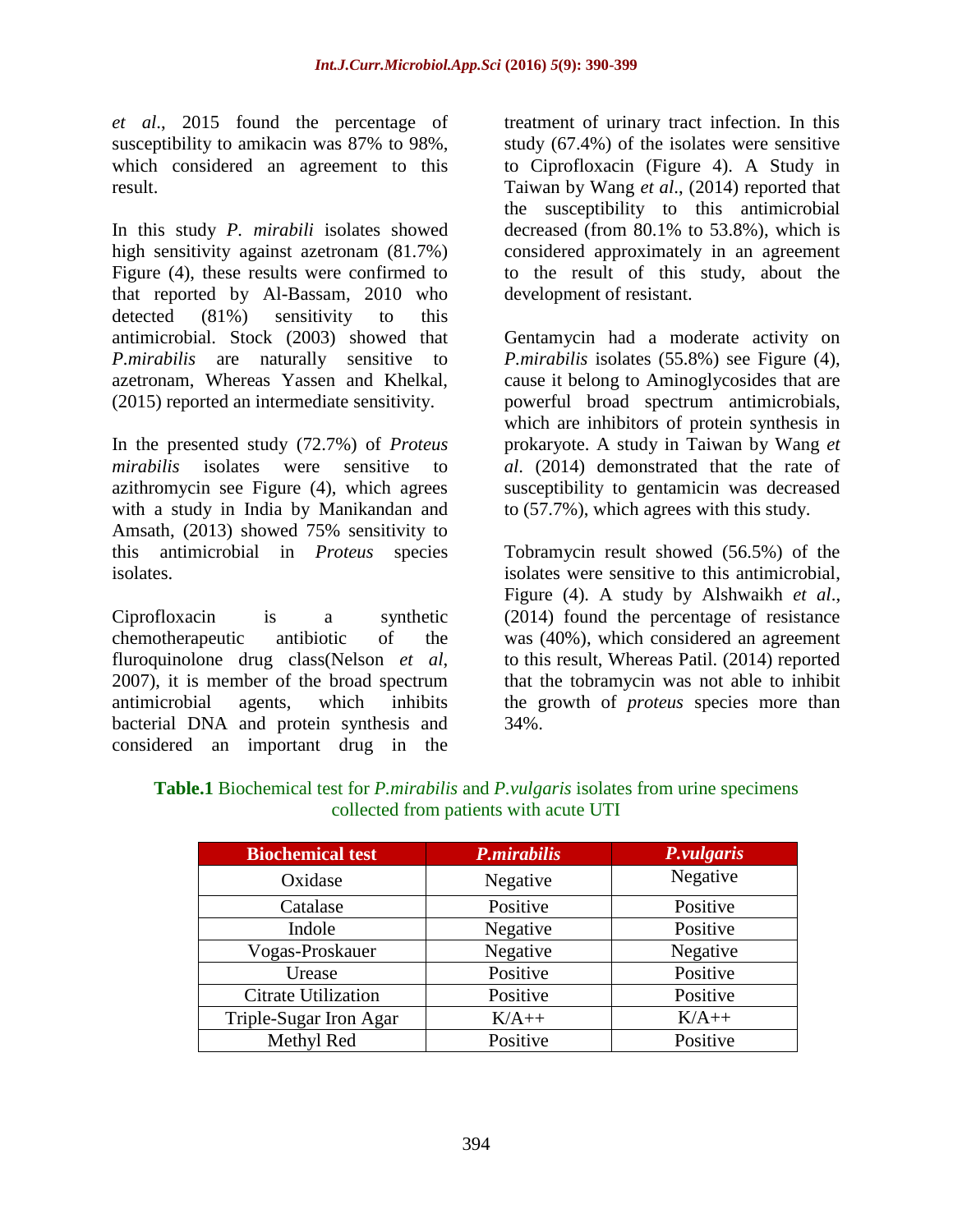*et al*., 2015 found the percentage of susceptibility to amikacin was 87% to 98%, which considered an agreement to this result.

In this study *P. mirabili* isolates showed high sensitivity against azetronam (81.7%) Figure (4), these results were confirmed to that reported by Al-Bassam, 2010 who detected (81%) sensitivity to this antimicrobial. Stock (2003) showed that *P.mirabilis* are naturally sensitive to azetronam, Whereas Yassen and Khelkal, (2015) reported an intermediate sensitivity.

In the presented study (72.7%) of *Proteus mirabilis* isolates were sensitive to azithromycin see Figure (4), which agrees with a study in India by Manikandan and Amsath, (2013) showed 75% sensitivity to this antimicrobial in *Proteus* species isolates.

Ciprofloxacin is a synthetic chemotherapeutic antibiotic of the fluroquinolone drug class(Nelson *et al*, 2007), it is member of the broad spectrum antimicrobial agents, which inhibits bacterial DNA and protein synthesis and considered an important drug in the treatment of urinary tract infection. In this study (67.4%) of the isolates were sensitive to Ciprofloxacin (Figure 4). A Study in Taiwan by Wang *et al*., (2014) reported that the susceptibility to this antimicrobial decreased (from 80.1% to 53.8%), which is considered approximately in an agreement to the result of this study, about the development of resistant.

Gentamycin had a moderate activity on *P.mirabilis* isolates (55.8%) see Figure (4), cause it belong to Aminoglycosides that are powerful broad spectrum antimicrobials, which are inhibitors of protein synthesis in prokaryote. A study in Taiwan by Wang *et al*. (2014) demonstrated that the rate of susceptibility to gentamicin was decreased to (57.7%), which agrees with this study.

Tobramycin result showed (56.5%) of the isolates were sensitive to this antimicrobial, Figure (4). A study by Alshwaikh *et al*., (2014) found the percentage of resistance was (40%), which considered an agreement to this result, Whereas Patil. (2014) reported that the tobramycin was not able to inhibit the growth of *proteus* species more than 34%.

**Table.1** Biochemical test for *P.mirabilis* and *P.vulgaris* isolates from urine specimens collected from patients with acute UTI

| Biochemical test | *P.mirabilis* | *P.vulgaris* |
|---|---|---|
| Oxidase | Negative | Negative |
| Catalase | Positive | Positive |
| Indole | Negative | Positive |
| Vogas-Proskauer | Negative | Negative |
| Urease | Positive | Positive |
| Citrate Utilization | Positive | Positive |
| Triple-Sugar Iron Agar | K/A++ | K/A++ |
| Methyl Red | Positive | Positive |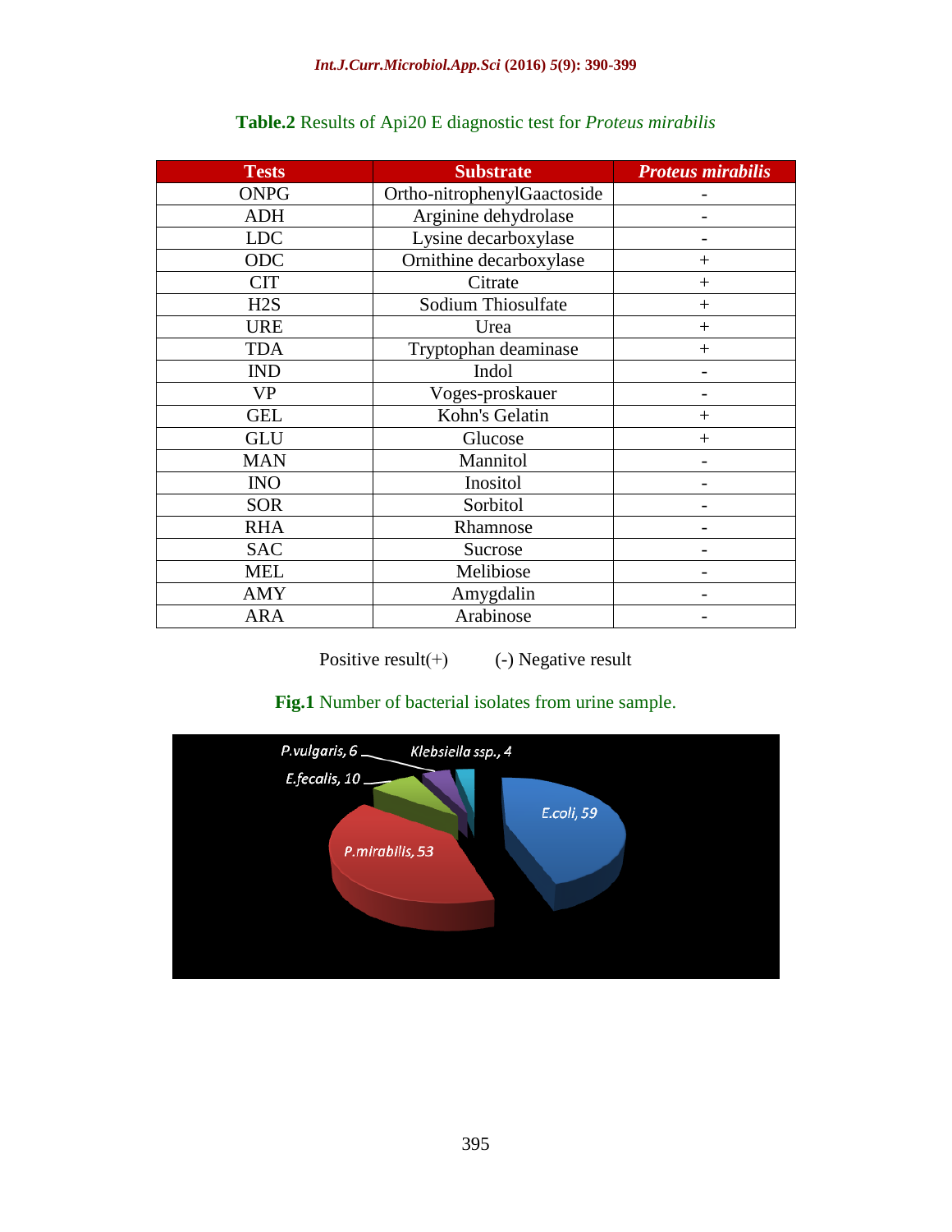**Table.2** Results of Api20 E diagnostic test for *Proteus mirabilis*

| Tests | Substrate | *Proteus mirabilis* |
|---|---|---|
| ONPG | Ortho-nitrophenylGaactoside | - |
| ADH | Arginine dehydrolase | - |
| LDC | Lysine decarboxylase | - |
| ODC | Ornithine decarboxylase | + |
| CIT | Citrate | + |
| H2S | Sodium Thiosulfate | + |
| URE | Urea | + |
| TDA | Tryptophan deaminase | + |
| IND | Indol | - |
| VP | Voges-proskauer | - |
| GEL | Kohn's Gelatin | + |
| GLU | Glucose | + |
| MAN | Mannitol | - |
| INO | Inositol | - |
| SOR | Sorbitol | - |
| RHA | Rhamnose | - |
| SAC | Sucrose | - |
| MEL | Melibiose | - |
| AMY | Amygdalin | - |
| ARA | Arabinose | - |

Positive result(+)   (-) Negative result

**Fig.1** Number of bacterial isolates from urine sample.

P.vulgaris, 6; Klebsiella ssp., 4; E.fecalis, 10; E.coli, 59; P.mirabilis, 53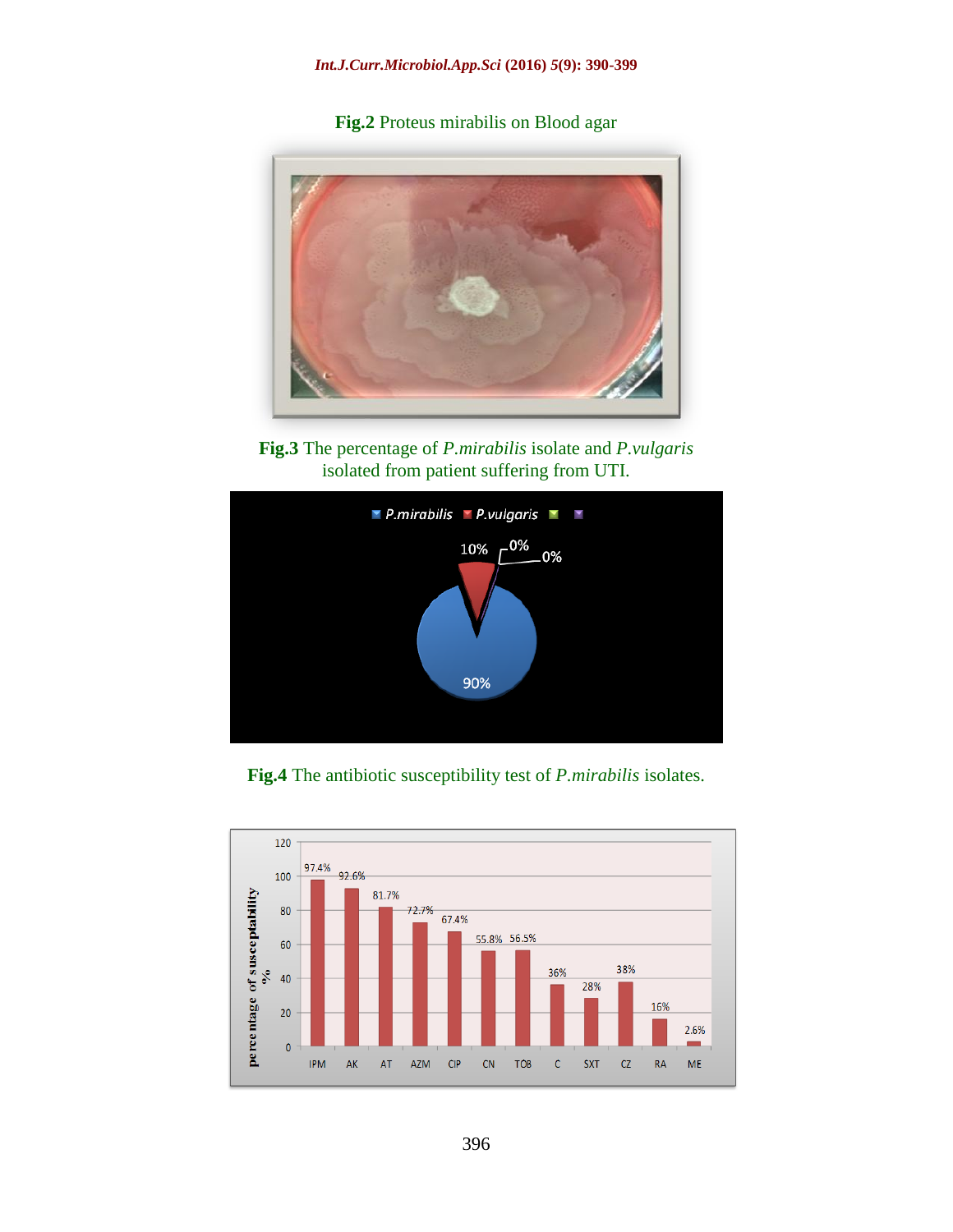**Fig.2** Proteus mirabilis on Blood agar

**Fig.3** The percentage of *P.mirabilis* isolate and *P.vulgaris* isolated from patient suffering from UTI.

**Fig.4** The antibiotic susceptibility test of *P.mirabilis* isolates.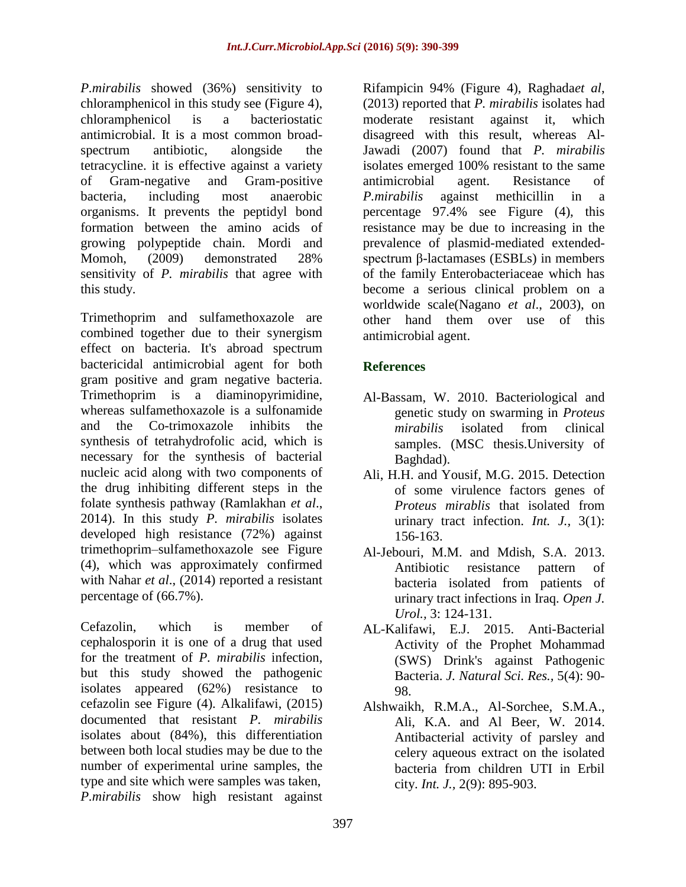*P.mirabilis* showed (36%) sensitivity to chloramphenicol in this study see (Figure 4), chloramphenicol is a bacteriostatic antimicrobial. It is a most common broad-spectrum antibiotic, alongside the tetracycline. it is effective against a variety of Gram-negative and Gram-positive bacteria, including most anaerobic organisms. It prevents the peptidyl bond formation between the amino acids of growing polypeptide chain. Mordi and Momoh, (2009) demonstrated 28% sensitivity of *P. mirabilis* that agree with this study.

Trimethoprim and sulfamethoxazole are combined together due to their synergism effect on bacteria. It's abroad spectrum bactericidal antimicrobial agent for both gram positive and gram negative bacteria. Trimethoprim is a diaminopyrimidine, whereas sulfamethoxazole is a sulfonamide and the Co-trimoxazole inhibits the synthesis of tetrahydrofolic acid, which is necessary for the synthesis of bacterial nucleic acid along with two components of the drug inhibiting different steps in the folate synthesis pathway (Ramlakhan *et al*., 2014). In this study *P. mirabilis* isolates developed high resistance (72%) against trimethoprim–sulfamethoxazole see Figure (4), which was approximately confirmed with Nahar *et al*., (2014) reported a resistant percentage of (66.7%).

Cefazolin, which is member of cephalosporin it is one of a drug that used for the treatment of *P. mirabilis* infection, but this study showed the pathogenic isolates appeared (62%) resistance to cefazolin see Figure (4). Alkalifawi, (2015) documented that resistant *P. mirabilis* isolates about (84%), this differentiation between both local studies may be due to the number of experimental urine samples, the type and site which were samples was taken, *P.mirabilis* show high resistant against Rifampicin 94% (Figure 4), Raghada*et al*, (2013) reported that *P. mirabilis* isolates had moderate resistant against it, which disagreed with this result, whereas Al-Jawadi (2007) found that *P. mirabilis* isolates emerged 100% resistant to the same antimicrobial agent. Resistance of *P.mirabilis* against methicillin in a percentage 97.4% see Figure (4), this resistance may be due to increasing in the prevalence of plasmid-mediated extended-spectrum β-lactamases (ESBLs) in members of the family Enterobacteriaceae which has become a serious clinical problem on a worldwide scale(Nagano *et al*., 2003), on other hand them over use of this antimicrobial agent.

## References

- Al-Bassam, W. 2010. Bacteriological and genetic study on swarming in *Proteus mirabilis* isolated from clinical samples. (MSC thesis.University of Baghdad).
- Ali, H.H. and Yousif, M.G. 2015. Detection of some virulence factors genes of *Proteus mirablis* that isolated from urinary tract infection. *Int. J.*, 3(1): 156-163.
- Al-Jebouri, M.M. and Mdish, S.A. 2013. Antibiotic resistance pattern of bacteria isolated from patients of urinary tract infections in Iraq. *Open J. Urol.*, 3: 124-131.
- AL-Kalifawi, E.J. 2015. Anti-Bacterial Activity of the Prophet Mohammad (SWS) Drink's against Pathogenic Bacteria. *J. Natural Sci. Res.*, 5(4): 90-98.
- Alshwaikh, R.M.A., Al-Sorchee, S.M.A., Ali, K.A. and Al Beer, W. 2014. Antibacterial activity of parsley and celery aqueous extract on the isolated bacteria from children UTI in Erbil city. *Int. J.*, 2(9): 895-903.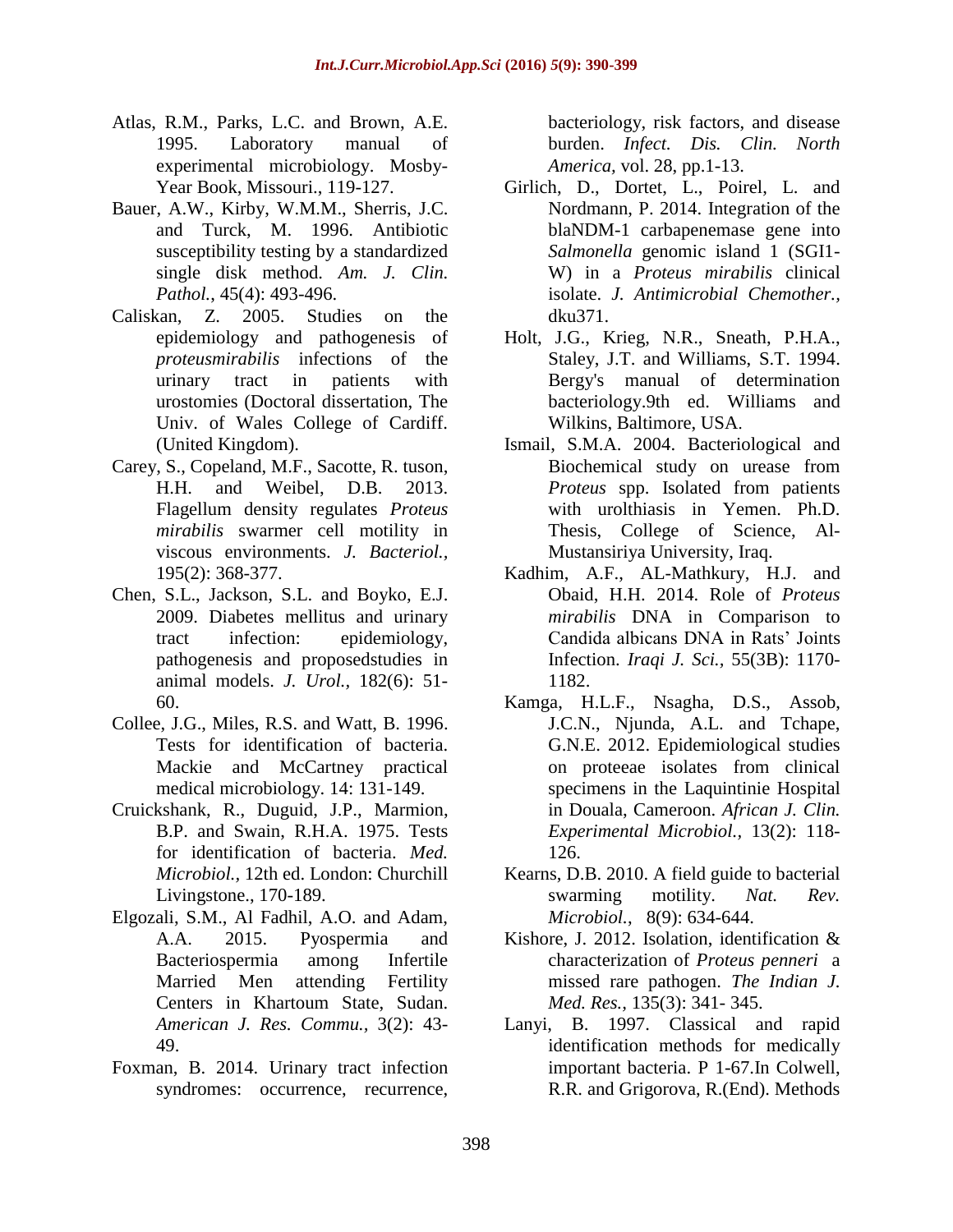Atlas, R.M., Parks, L.C. and Brown, A.E. 1995. Laboratory manual of experimental microbiology. Mosby-Year Book, Missouri., 119-127.

Bauer, A.W., Kirby, W.M.M., Sherris, J.C. and Turck, M. 1996. Antibiotic susceptibility testing by a standardized single disk method. *Am. J. Clin. Pathol.,* 45(4): 493-496.

Caliskan, Z. 2005. Studies on the epidemiology and pathogenesis of *proteusmirabilis* infections of the urinary tract in patients with urostomies (Doctoral dissertation, The Univ. of Wales College of Cardiff. (United Kingdom).

Carey, S., Copeland, M.F., Sacotte, R. tuson, H.H. and Weibel, D.B. 2013. Flagellum density regulates *Proteus mirabilis* swarmer cell motility in viscous environments. *J. Bacteriol.,* 195(2): 368-377.

Chen, S.L., Jackson, S.L. and Boyko, E.J. 2009. Diabetes mellitus and urinary tract infection: epidemiology, pathogenesis and proposedstudies in animal models. *J. Urol.,* 182(6): 51-60.

Collee, J.G., Miles, R.S. and Watt, B. 1996. Tests for identification of bacteria. Mackie and McCartney practical medical microbiology. 14: 131-149.

Cruickshank, R., Duguid, J.P., Marmion, B.P. and Swain, R.H.A. 1975. Tests for identification of bacteria. *Med. Microbiol.,* 12th ed. London: Churchill Livingstone., 170-189.

Elgozali, S.M., Al Fadhil, A.O. and Adam, A.A. 2015. Pyospermia and Bacteriospermia among Infertile Married Men attending Fertility Centers in Khartoum State, Sudan. *American J. Res. Commu.,* 3(2): 43-49.

Foxman, B. 2014. Urinary tract infection syndromes: occurrence, recurrence, bacteriology, risk factors, and disease burden. *Infect. Dis. Clin. North America,* vol. 28, pp.1-13.

Girlich, D., Dortet, L., Poirel, L. and Nordmann, P. 2014. Integration of the blaNDM-1 carbapenemase gene into *Salmonella* genomic island 1 (SGI1-W) in a *Proteus mirabilis* clinical isolate. *J. Antimicrobial Chemother.,* dku371.

Holt, J.G., Krieg, N.R., Sneath, P.H.A., Staley, J.T. and Williams, S.T. 1994. Bergy's manual of determination bacteriology.9th ed. Williams and Wilkins, Baltimore, USA.

Ismail, S.M.A. 2004. Bacteriological and Biochemical study on urease from *Proteus* spp. Isolated from patients with urolthiasis in Yemen. Ph.D. Thesis, College of Science, Al-Mustansiriya University, Iraq.

Kadhim, A.F., AL-Mathkury, H.J. and Obaid, H.H. 2014. Role of *Proteus mirabilis* DNA in Comparison to Candida albicans DNA in Rats' Joints Infection. *Iraqi J. Sci.,* 55(3B): 1170-1182.

Kamga, H.L.F., Nsagha, D.S., Assob, J.C.N., Njunda, A.L. and Tchape, G.N.E. 2012. Epidemiological studies on proteeae isolates from clinical specimens in the Laquintinie Hospital in Douala, Cameroon. *African J. Clin. Experimental Microbiol.,* 13(2): 118-126.

Kearns, D.B. 2010. A field guide to bacterial swarming motility. *Nat. Rev. Microbiol.,* 8(9): 634-644.

Kishore, J. 2012. Isolation, identification & characterization of *Proteus penneri* a missed rare pathogen. *The Indian J. Med. Res.,* 135(3): 341- 345.

Lanyi, B. 1997. Classical and rapid identification methods for medically important bacteria. P 1-67.In Colwell, R.R. and Grigorova, R.(End). Methods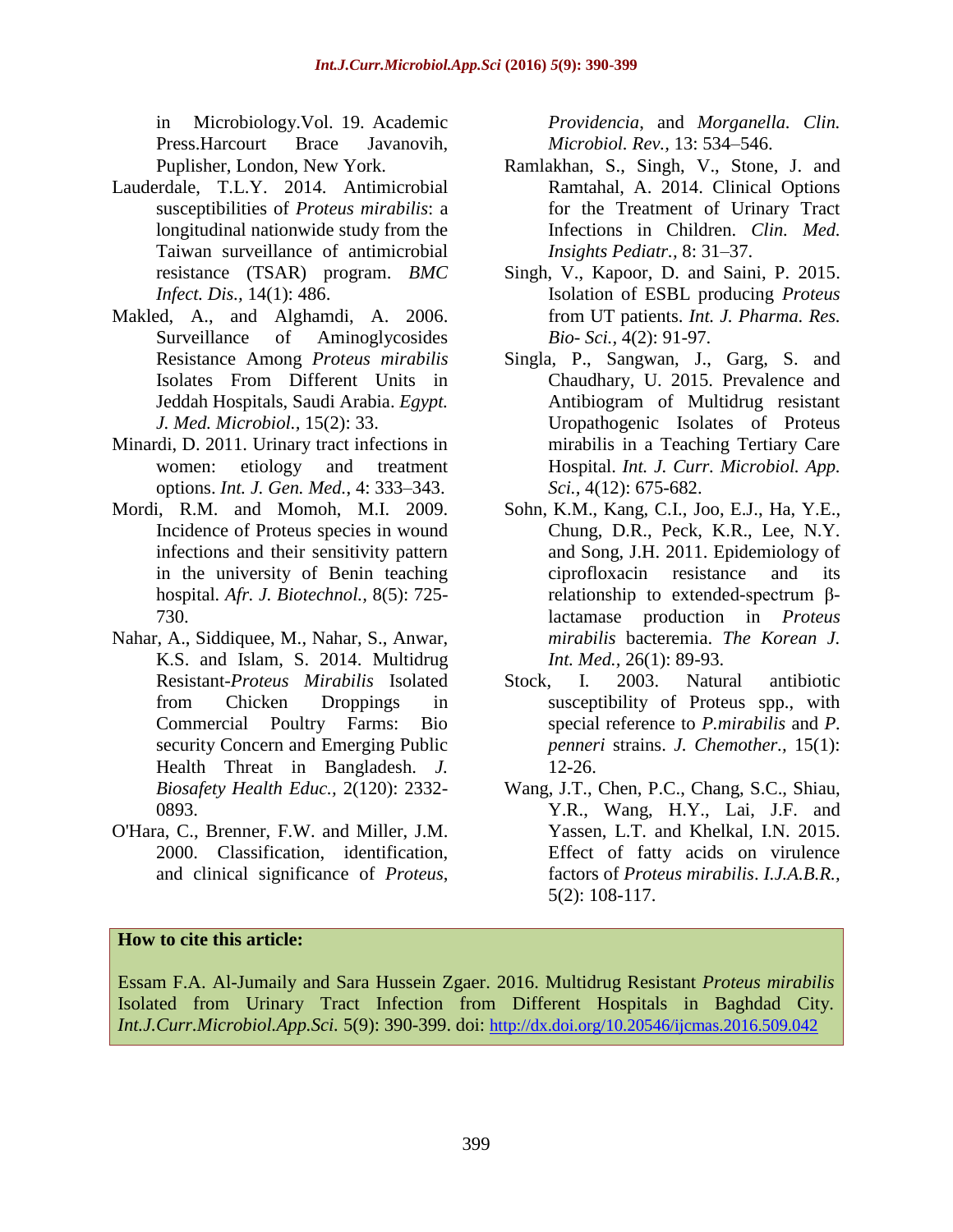in Microbiology.Vol. 19. Academic Press.Harcourt Brace Javanovih, Puplisher, London, New York.

Lauderdale, T.L.Y. 2014. Antimicrobial susceptibilities of *Proteus mirabilis*: a longitudinal nationwide study from the Taiwan surveillance of antimicrobial resistance (TSAR) program. *BMC Infect. Dis.,* 14(1): 486.

Makled, A., and Alghamdi, A. 2006. Surveillance of Aminoglycosides Resistance Among *Proteus mirabilis* Isolates From Different Units in Jeddah Hospitals, Saudi Arabia. *Egypt. J. Med. Microbiol.,* 15(2): 33.

Minardi, D. 2011. Urinary tract infections in women: etiology and treatment options. *Int. J. Gen. Med.,* 4: 333–343.

Mordi, R.M. and Momoh, M.I. 2009. Incidence of Proteus species in wound infections and their sensitivity pattern in the university of Benin teaching hospital. *Afr. J. Biotechnol.,* 8(5): 725-730.

Nahar, A., Siddiquee, M., Nahar, S., Anwar, K.S. and Islam, S. 2014. Multidrug Resistant-*Proteus Mirabilis* Isolated from Chicken Droppings in Commercial Poultry Farms: Bio security Concern and Emerging Public Health Threat in Bangladesh. *J. Biosafety Health Educ.,* 2(120): 2332-0893.

O'Hara, C., Brenner, F.W. and Miller, J.M. 2000. Classification, identification, and clinical significance of *Proteus*, *Providencia*, and *Morganella. Clin. Microbiol. Rev.,* 13: 534–546.

Ramlakhan, S., Singh, V., Stone, J. and Ramtahal, A. 2014. Clinical Options for the Treatment of Urinary Tract Infections in Children. *Clin. Med. Insights Pediatr.,* 8: 31–37.

Singh, V., Kapoor, D. and Saini, P. 2015. Isolation of ESBL producing *Proteus* from UT patients. *Int. J. Pharma. Res. Bio- Sci.,* 4(2): 91-97.

Singla, P., Sangwan, J., Garg, S. and Chaudhary, U. 2015. Prevalence and Antibiogram of Multidrug resistant Uropathogenic Isolates of Proteus mirabilis in a Teaching Tertiary Care Hospital. *Int. J. Curr. Microbiol. App. Sci.,* 4(12): 675-682.

Sohn, K.M., Kang, C.I., Joo, E.J., Ha, Y.E., Chung, D.R., Peck, K.R., Lee, N.Y. and Song, J.H. 2011. Epidemiology of ciprofloxacin resistance and its relationship to extended-spectrum β-lactamase production in *Proteus mirabilis* bacteremia. *The Korean J. Int. Med.,* 26(1): 89-93.

Stock, I. 2003. Natural antibiotic susceptibility of Proteus spp., with special reference to *P.mirabilis* and *P. penneri* strains. *J. Chemother.,* 15(1): 12-26.

Wang, J.T., Chen, P.C., Chang, S.C., Shiau, Y.R., Wang, H.Y., Lai, J.F. and Yassen, L.T. and Khelkal, I.N. 2015. Effect of fatty acids on virulence factors of *Proteus mirabilis*. *I.J.A.B.R.,* 5(2): 108-117.

**How to cite this article:**

Essam F.A. Al-Jumaily and Sara Hussein Zgaer. 2016. Multidrug Resistant *Proteus mirabilis* Isolated from Urinary Tract Infection from Different Hospitals in Baghdad City. *Int.J.Curr.Microbiol.App.Sci.* 5(9): 390-399. doi: http://dx.doi.org/10.20546/ijcmas.2016.509.042